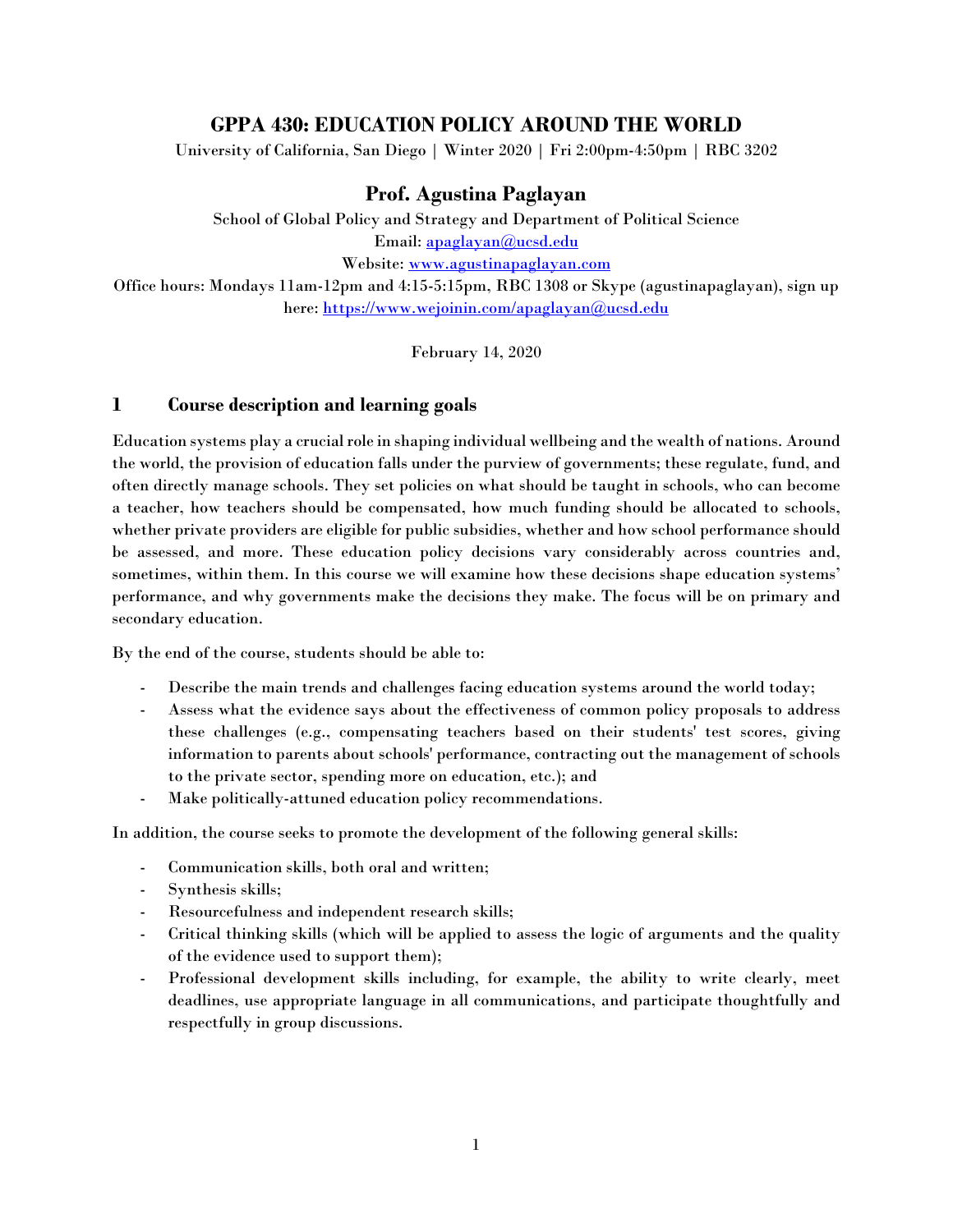# GPPA 430: EDUCATION POLICY AROUND THE WORLD

University of California, San Diego | Winter 2020 | Fri 2:00pm-4:50pm | RBC 3202

## Prof. Agustina Paglayan

School of Global Policy and Strategy and Department of Political Science

Email: apaglayan@ucsd.edu

Website: www.agustinapaglayan.com

Office hours: Mondays 11am-12pm and 4:15-5:15pm, RBC 1308 or Skype (agustinapaglayan), sign up here: https://www.wejoinin.com/apaglayan@ucsd.edu

February 14, 2020

## 1 Course description and learning goals

Education systems play a crucial role in shaping individual wellbeing and the wealth of nations. Around the world, the provision of education falls under the purview of governments; these regulate, fund, and often directly manage schools. They set policies on what should be taught in schools, who can become a teacher, how teachers should be compensated, how much funding should be allocated to schools, whether private providers are eligible for public subsidies, whether and how school performance should be assessed, and more. These education policy decisions vary considerably across countries and, sometimes, within them. In this course we will examine how these decisions shape education systems' performance, and why governments make the decisions they make. The focus will be on primary and secondary education.

By the end of the course, students should be able to:

- Describe the main trends and challenges facing education systems around the world today;
- Assess what the evidence says about the effectiveness of common policy proposals to address these challenges (e.g., compensating teachers based on their students' test scores, giving information to parents about schools' performance, contracting out the management of schools to the private sector, spending more on education, etc.); and
- Make politically-attuned education policy recommendations.

In addition, the course seeks to promote the development of the following general skills:

- Communication skills, both oral and written;
- Synthesis skills;
- Resourcefulness and independent research skills;
- Critical thinking skills (which will be applied to assess the logic of arguments and the quality of the evidence used to support them);
- Professional development skills including, for example, the ability to write clearly, meet deadlines, use appropriate language in all communications, and participate thoughtfully and respectfully in group discussions.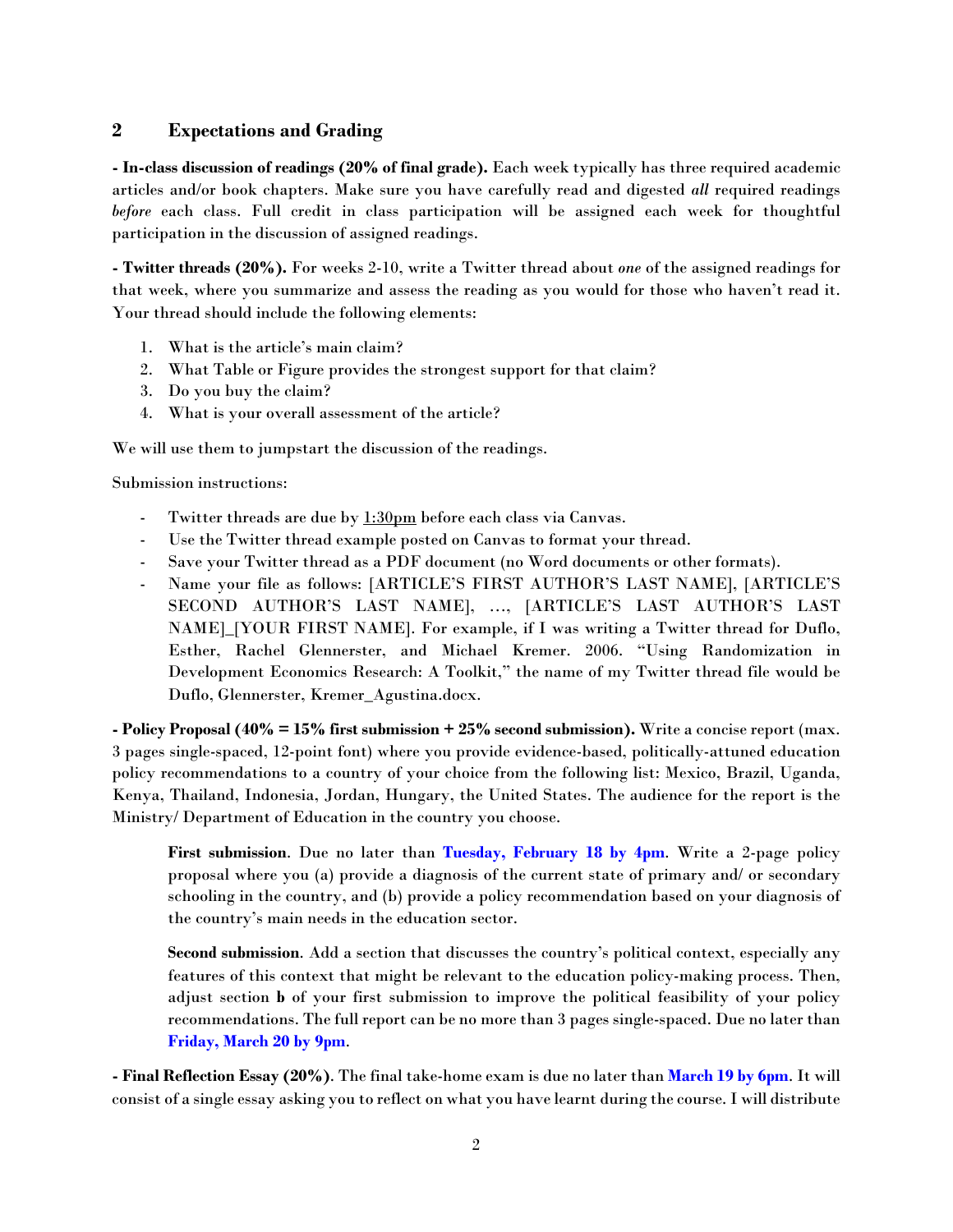## 2 Expectations and Grading

**- In-class discussion of readings (20% of final grade).** Each week typically has three required academic articles and/or book chapters. Make sure you have carefully read and digested *all* required readings *before* each class. Full credit in class participation will be assigned each week for thoughtful participation in the discussion of assigned readings.

**- Twitter threads (20%).** For weeks 2-10, write a Twitter thread about *one* of the assigned readings for that week, where you summarize and assess the reading as you would for those who haven't read it. Your thread should include the following elements:

1. What is the article's main claim?
2. What Table or Figure provides the strongest support for that claim?
3. Do you buy the claim?
4. What is your overall assessment of the article?

We will use them to jumpstart the discussion of the readings.

Submission instructions:

- Twitter threads are due by 1:30pm before each class via Canvas.
- Use the Twitter thread example posted on Canvas to format your thread.
- Save your Twitter thread as a PDF document (no Word documents or other formats).
- Name your file as follows: [ARTICLE'S FIRST AUTHOR'S LAST NAME], [ARTICLE'S SECOND AUTHOR'S LAST NAME], …, [ARTICLE'S LAST AUTHOR'S LAST NAME]_[YOUR FIRST NAME]. For example, if I was writing a Twitter thread for Duflo, Esther, Rachel Glennerster, and Michael Kremer. 2006. "Using Randomization in Development Economics Research: A Toolkit," the name of my Twitter thread file would be Duflo, Glennerster, Kremer_Agustina.docx.

**- Policy Proposal (40% = 15% first submission + 25% second submission).** Write a concise report (max. 3 pages single-spaced, 12-point font) where you provide evidence-based, politically-attuned education policy recommendations to a country of your choice from the following list: Mexico, Brazil, Uganda, Kenya, Thailand, Indonesia, Jordan, Hungary, the United States. The audience for the report is the Ministry/ Department of Education in the country you choose.

> **First submission**. Due no later than **Tuesday, February 18 by 4pm**. Write a 2-page policy proposal where you (a) provide a diagnosis of the current state of primary and/ or secondary schooling in the country, and (b) provide a policy recommendation based on your diagnosis of the country's main needs in the education sector.
>
> **Second submission**. Add a section that discusses the country's political context, especially any features of this context that might be relevant to the education policy-making process. Then, adjust section **b** of your first submission to improve the political feasibility of your policy recommendations. The full report can be no more than 3 pages single-spaced. Due no later than **Friday, March 20 by 9pm**.

**- Final Reflection Essay (20%)**. The final take-home exam is due no later than **March 19 by 6pm**. It will consist of a single essay asking you to reflect on what you have learnt during the course. I will distribute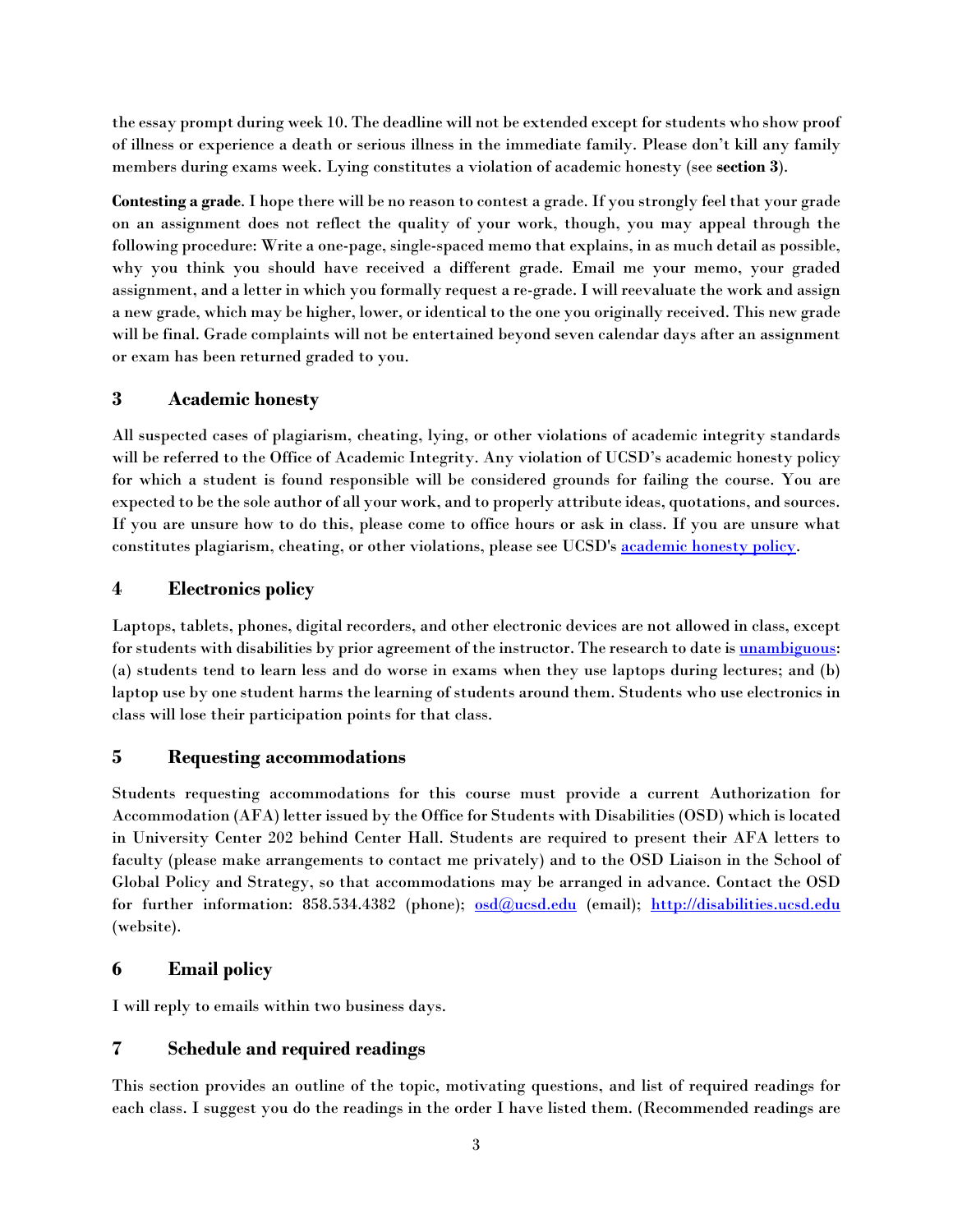the essay prompt during week 10. The deadline will not be extended except for students who show proof of illness or experience a death or serious illness in the immediate family. Please don't kill any family members during exams week. Lying constitutes a violation of academic honesty (see **section 3**).

**Contesting a grade**. I hope there will be no reason to contest a grade. If you strongly feel that your grade on an assignment does not reflect the quality of your work, though, you may appeal through the following procedure: Write a one-page, single-spaced memo that explains, in as much detail as possible, why you think you should have received a different grade. Email me your memo, your graded assignment, and a letter in which you formally request a re-grade. I will reevaluate the work and assign a new grade, which may be higher, lower, or identical to the one you originally received. This new grade will be final. Grade complaints will not be entertained beyond seven calendar days after an assignment or exam has been returned graded to you.

## 3 Academic honesty

All suspected cases of plagiarism, cheating, lying, or other violations of academic integrity standards will be referred to the Office of Academic Integrity. Any violation of UCSD's academic honesty policy for which a student is found responsible will be considered grounds for failing the course. You are expected to be the sole author of all your work, and to properly attribute ideas, quotations, and sources. If you are unsure how to do this, please come to office hours or ask in class. If you are unsure what constitutes plagiarism, cheating, or other violations, please see UCSD's [academic honesty policy](#).

## 4 Electronics policy

Laptops, tablets, phones, digital recorders, and other electronic devices are not allowed in class, except for students with disabilities by prior agreement of the instructor. The research to date is [unambiguous](#): (a) students tend to learn less and do worse in exams when they use laptops during lectures; and (b) laptop use by one student harms the learning of students around them. Students who use electronics in class will lose their participation points for that class.

## 5 Requesting accommodations

Students requesting accommodations for this course must provide a current Authorization for Accommodation (AFA) letter issued by the Office for Students with Disabilities (OSD) which is located in University Center 202 behind Center Hall. Students are required to present their AFA letters to faculty (please make arrangements to contact me privately) and to the OSD Liaison in the School of Global Policy and Strategy, so that accommodations may be arranged in advance. Contact the OSD for further information: 858.534.4382 (phone); osd@ucsd.edu (email); http://disabilities.ucsd.edu (website).

## 6 Email policy

I will reply to emails within two business days.

## 7 Schedule and required readings

This section provides an outline of the topic, motivating questions, and list of required readings for each class. I suggest you do the readings in the order I have listed them. (Recommended readings are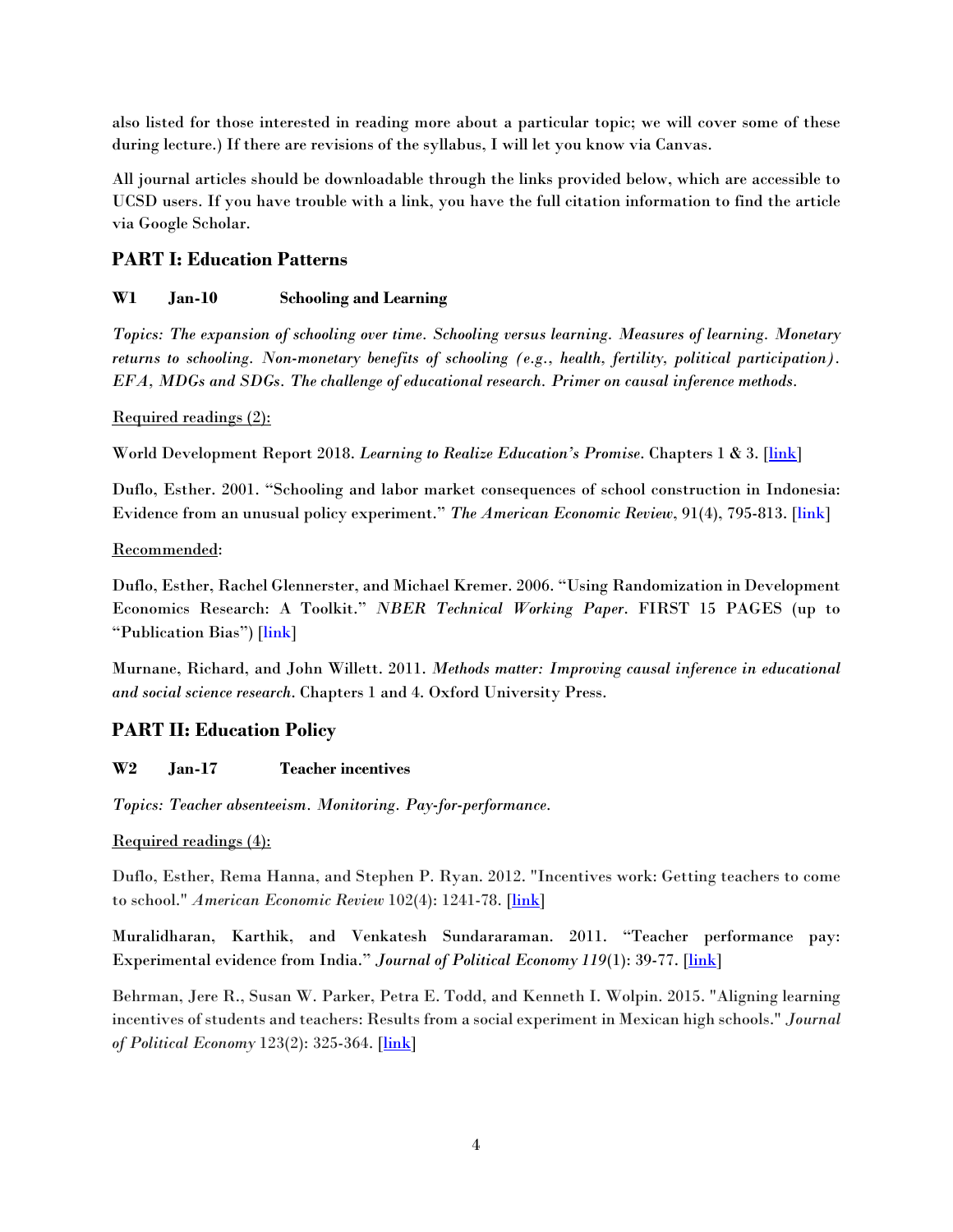also listed for those interested in reading more about a particular topic; we will cover some of these during lecture.) If there are revisions of the syllabus, I will let you know via Canvas.

All journal articles should be downloadable through the links provided below, which are accessible to UCSD users. If you have trouble with a link, you have the full citation information to find the article via Google Scholar.

## PART I: Education Patterns

### W1 Jan-10 Schooling and Learning

*Topics: The expansion of schooling over time. Schooling versus learning. Measures of learning. Monetary returns to schooling. Non-monetary benefits of schooling (e.g., health, fertility, political participation). EFA, MDGs and SDGs. The challenge of educational research. Primer on causal inference methods.*

Required readings (2):

World Development Report 2018. *Learning to Realize Education's Promise*. Chapters 1 & 3. [link]

Duflo, Esther. 2001. "Schooling and labor market consequences of school construction in Indonesia: Evidence from an unusual policy experiment." *The American Economic Review*, 91(4), 795-813. [link]

Recommended:

Duflo, Esther, Rachel Glennerster, and Michael Kremer. 2006. "Using Randomization in Development Economics Research: A Toolkit." *NBER Technical Working Paper*. FIRST 15 PAGES (up to "Publication Bias") [link]

Murnane, Richard, and John Willett. 2011. *Methods matter: Improving causal inference in educational and social science research*. Chapters 1 and 4. Oxford University Press.

## PART II: Education Policy

### W2 Jan-17 Teacher incentives

*Topics: Teacher absenteeism. Monitoring. Pay-for-performance.*

Required readings (4):

Duflo, Esther, Rema Hanna, and Stephen P. Ryan. 2012. "Incentives work: Getting teachers to come to school." *American Economic Review* 102(4): 1241-78. [link]

Muralidharan, Karthik, and Venkatesh Sundararaman. 2011. "Teacher performance pay: Experimental evidence from India." *Journal of Political Economy 119*(1): 39-77. [link]

Behrman, Jere R., Susan W. Parker, Petra E. Todd, and Kenneth I. Wolpin. 2015. "Aligning learning incentives of students and teachers: Results from a social experiment in Mexican high schools." *Journal of Political Economy* 123(2): 325-364. [link]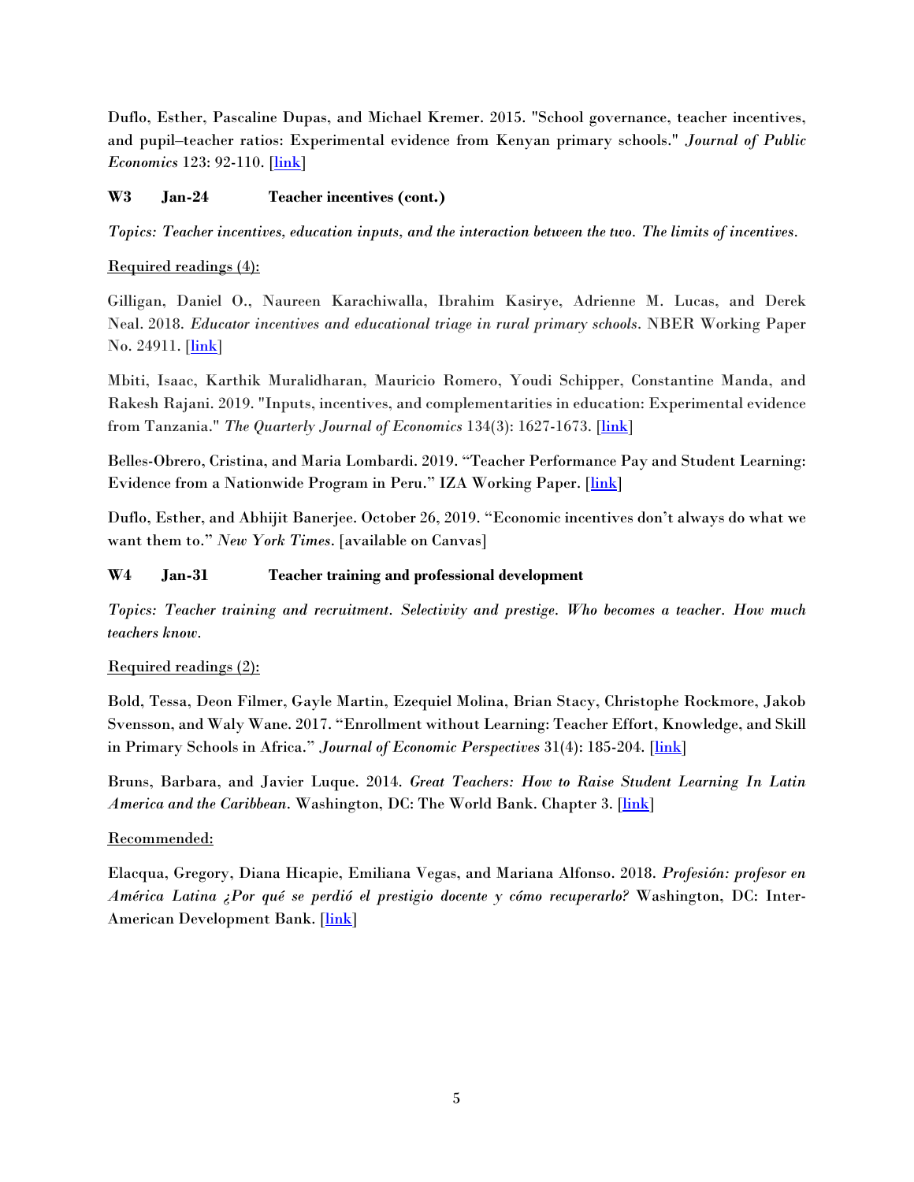Duflo, Esther, Pascaline Dupas, and Michael Kremer. 2015. "School governance, teacher incentives, and pupil–teacher ratios: Experimental evidence from Kenyan primary schools." *Journal of Public Economics* 123: 92-110. [link]

**W3 Jan-24 Teacher incentives (cont.)**

*Topics: Teacher incentives, education inputs, and the interaction between the two. The limits of incentives.*

Required readings (4):

Gilligan, Daniel O., Naureen Karachiwalla, Ibrahim Kasirye, Adrienne M. Lucas, and Derek Neal. 2018. *Educator incentives and educational triage in rural primary schools*. NBER Working Paper No. 24911. [link]

Mbiti, Isaac, Karthik Muralidharan, Mauricio Romero, Youdi Schipper, Constantine Manda, and Rakesh Rajani. 2019. "Inputs, incentives, and complementarities in education: Experimental evidence from Tanzania." *The Quarterly Journal of Economics* 134(3): 1627-1673. [link]

Belles-Obrero, Cristina, and Maria Lombardi. 2019. "Teacher Performance Pay and Student Learning: Evidence from a Nationwide Program in Peru." IZA Working Paper. [link]

Duflo, Esther, and Abhijit Banerjee. October 26, 2019. "Economic incentives don't always do what we want them to." *New York Times*. [available on Canvas]

**W4 Jan-31 Teacher training and professional development**

*Topics: Teacher training and recruitment. Selectivity and prestige. Who becomes a teacher. How much teachers know.*

Required readings (2):

Bold, Tessa, Deon Filmer, Gayle Martin, Ezequiel Molina, Brian Stacy, Christophe Rockmore, Jakob Svensson, and Waly Wane. 2017. "Enrollment without Learning: Teacher Effort, Knowledge, and Skill in Primary Schools in Africa." *Journal of Economic Perspectives* 31(4): 185-204. [link]

Bruns, Barbara, and Javier Luque. 2014. *Great Teachers: How to Raise Student Learning In Latin America and the Caribbean*. Washington, DC: The World Bank. Chapter 3. [link]

Recommended:

Elacqua, Gregory, Diana Hicapie, Emiliana Vegas, and Mariana Alfonso. 2018. *Profesión: profesor en América Latina ¿Por qué se perdió el prestigio docente y cómo recuperarlo?* Washington, DC: Inter-American Development Bank. [link]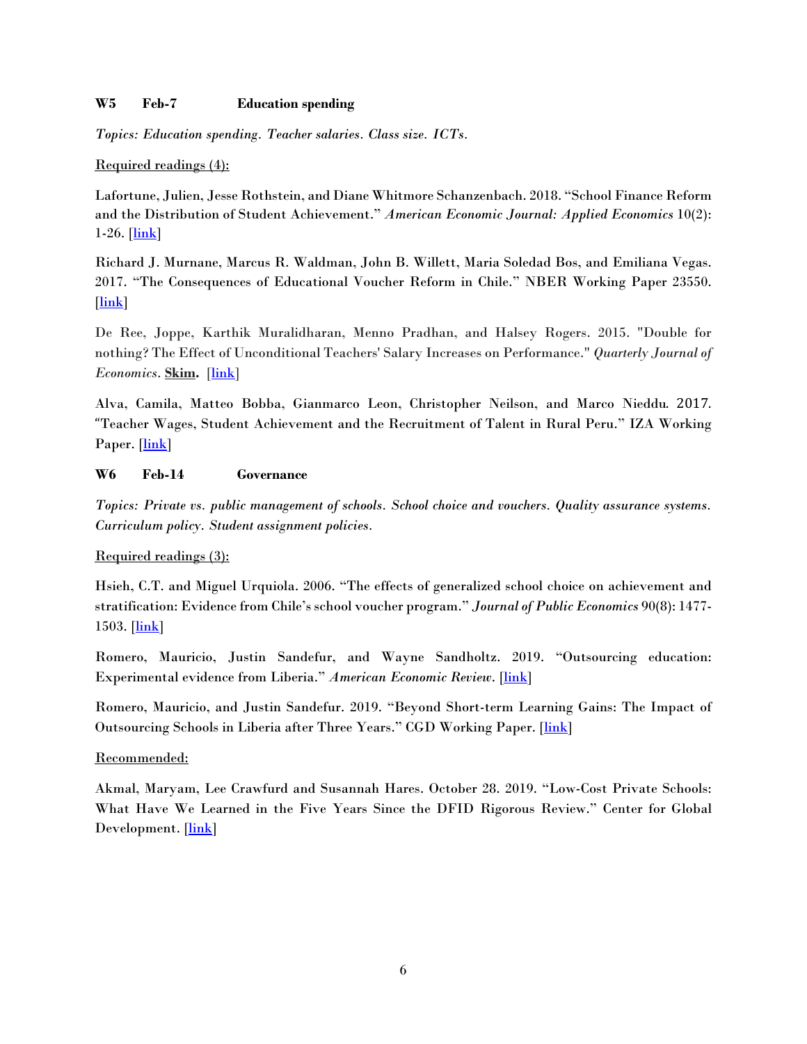**W5  Feb-7  Education spending**

*Topics: Education spending. Teacher salaries. Class size. ICTs.*

<u>Required readings (4):</u>

Lafortune, Julien, Jesse Rothstein, and Diane Whitmore Schanzenbach. 2018. "School Finance Reform and the Distribution of Student Achievement." *American Economic Journal: Applied Economics* 10(2): 1-26. [link]

Richard J. Murnane, Marcus R. Waldman, John B. Willett, Maria Soledad Bos, and Emiliana Vegas. 2017. "The Consequences of Educational Voucher Reform in Chile." NBER Working Paper 23550. [link]

De Ree, Joppe, Karthik Muralidharan, Menno Pradhan, and Halsey Rogers. 2015. "Double for nothing? The Effect of Unconditional Teachers' Salary Increases on Performance." *Quarterly Journal of Economics*. **<u>Skim</u>.** [link]

Alva, Camila, Matteo Bobba, Gianmarco Leon, Christopher Neilson, and Marco Nieddu. 2017. "Teacher Wages, Student Achievement and the Recruitment of Talent in Rural Peru." IZA Working Paper. [link]

**W6  Feb-14  Governance**

*Topics: Private vs. public management of schools. School choice and vouchers. Quality assurance systems. Curriculum policy. Student assignment policies.*

<u>Required readings (3):</u>

Hsieh, C.T. and Miguel Urquiola. 2006. "The effects of generalized school choice on achievement and stratification: Evidence from Chile's school voucher program." *Journal of Public Economics* 90(8): 1477-1503. [link]

Romero, Mauricio, Justin Sandefur, and Wayne Sandholtz. 2019. "Outsourcing education: Experimental evidence from Liberia." *American Economic Review*. [link]

Romero, Mauricio, and Justin Sandefur. 2019. "Beyond Short-term Learning Gains: The Impact of Outsourcing Schools in Liberia after Three Years." CGD Working Paper. [link]

<u>Recommended:</u>

Akmal, Maryam, Lee Crawfurd and Susannah Hares. October 28. 2019. "Low-Cost Private Schools: What Have We Learned in the Five Years Since the DFID Rigorous Review." Center for Global Development. [link]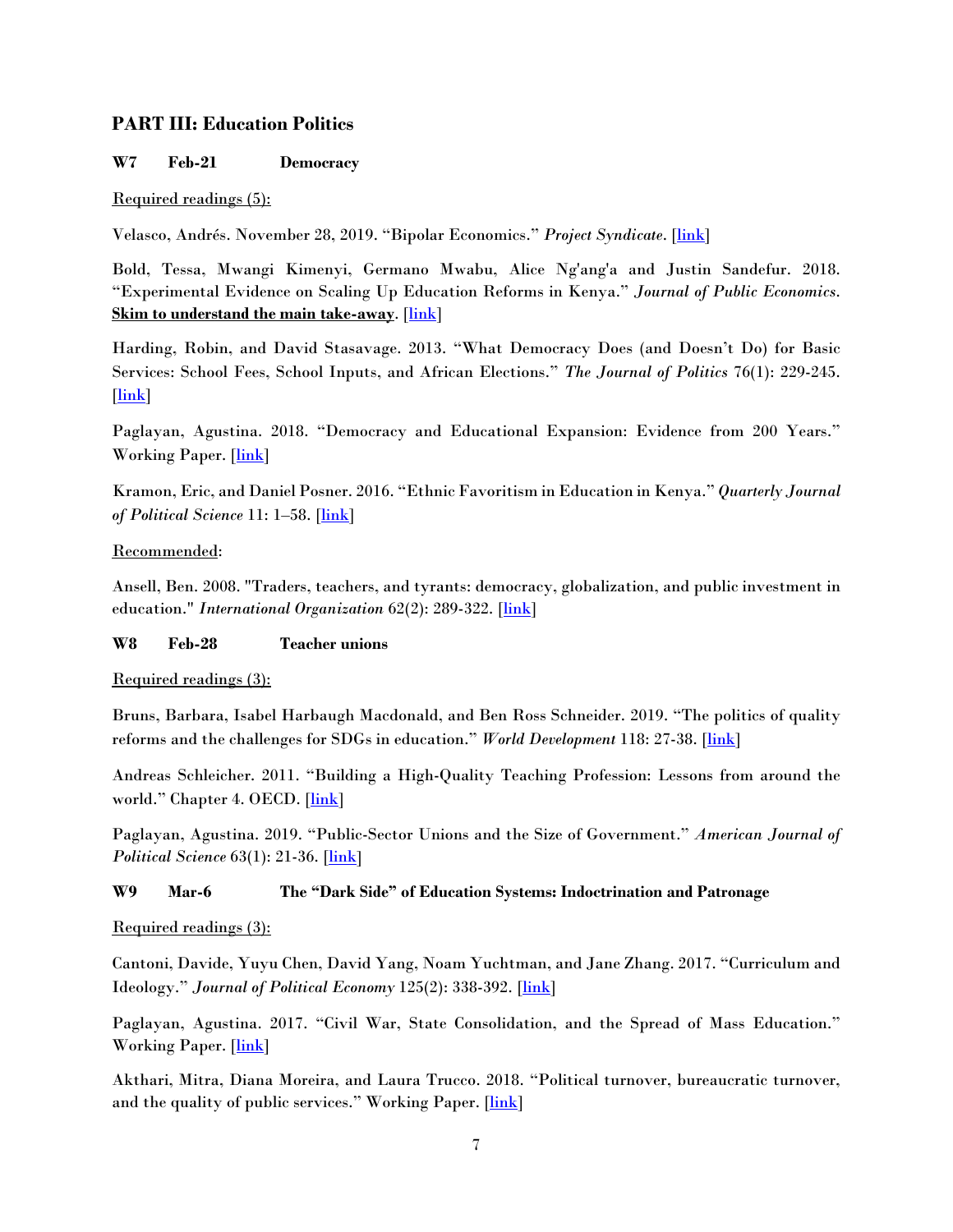## PART III: Education Politics

**W7 Feb-21 Democracy**

<u>Required readings (5):</u>

Velasco, Andrés. November 28, 2019. "Bipolar Economics." *Project Syndicate*. [link]

Bold, Tessa, Mwangi Kimenyi, Germano Mwabu, Alice Ng'ang'a and Justin Sandefur. 2018. "Experimental Evidence on Scaling Up Education Reforms in Kenya." *Journal of Public Economics*. **<u>Skim to understand the main take-away</u>**. [link]

Harding, Robin, and David Stasavage. 2013. "What Democracy Does (and Doesn't Do) for Basic Services: School Fees, School Inputs, and African Elections." *The Journal of Politics* 76(1): 229-245. [link]

Paglayan, Agustina. 2018. "Democracy and Educational Expansion: Evidence from 200 Years." Working Paper. [link]

Kramon, Eric, and Daniel Posner. 2016. "Ethnic Favoritism in Education in Kenya." *Quarterly Journal of Political Science* 11: 1–58. [link]

<u>Recommended</u>:

Ansell, Ben. 2008. "Traders, teachers, and tyrants: democracy, globalization, and public investment in education." *International Organization* 62(2): 289-322. [link]

**W8 Feb-28 Teacher unions**

<u>Required readings (3):</u>

Bruns, Barbara, Isabel Harbaugh Macdonald, and Ben Ross Schneider. 2019. "The politics of quality reforms and the challenges for SDGs in education." *World Development* 118: 27-38. [link]

Andreas Schleicher. 2011. "Building a High-Quality Teaching Profession: Lessons from around the world." Chapter 4. OECD. [link]

Paglayan, Agustina. 2019. "Public-Sector Unions and the Size of Government." *American Journal of Political Science* 63(1): 21-36. [link]

**W9 Mar-6 The "Dark Side" of Education Systems: Indoctrination and Patronage**

<u>Required readings (3):</u>

Cantoni, Davide, Yuyu Chen, David Yang, Noam Yuchtman, and Jane Zhang. 2017. "Curriculum and Ideology." *Journal of Political Economy* 125(2): 338-392. [link]

Paglayan, Agustina. 2017. "Civil War, State Consolidation, and the Spread of Mass Education." Working Paper. [link]

Akthari, Mitra, Diana Moreira, and Laura Trucco. 2018. "Political turnover, bureaucratic turnover, and the quality of public services." Working Paper. [link]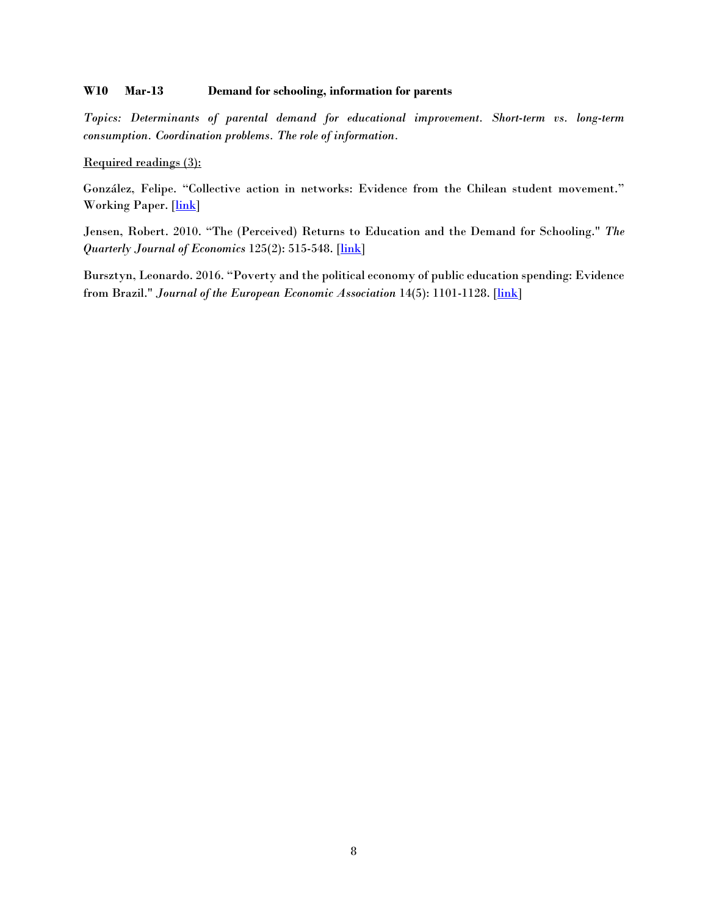**W10 Mar-13 Demand for schooling, information for parents**

*Topics: Determinants of parental demand for educational improvement. Short-term vs. long-term consumption. Coordination problems. The role of information.*

Required readings (3):

González, Felipe. "Collective action in networks: Evidence from the Chilean student movement." Working Paper. [link]

Jensen, Robert. 2010. "The (Perceived) Returns to Education and the Demand for Schooling." *The Quarterly Journal of Economics* 125(2): 515-548. [link]

Bursztyn, Leonardo. 2016. "Poverty and the political economy of public education spending: Evidence from Brazil." *Journal of the European Economic Association* 14(5): 1101-1128. [link]